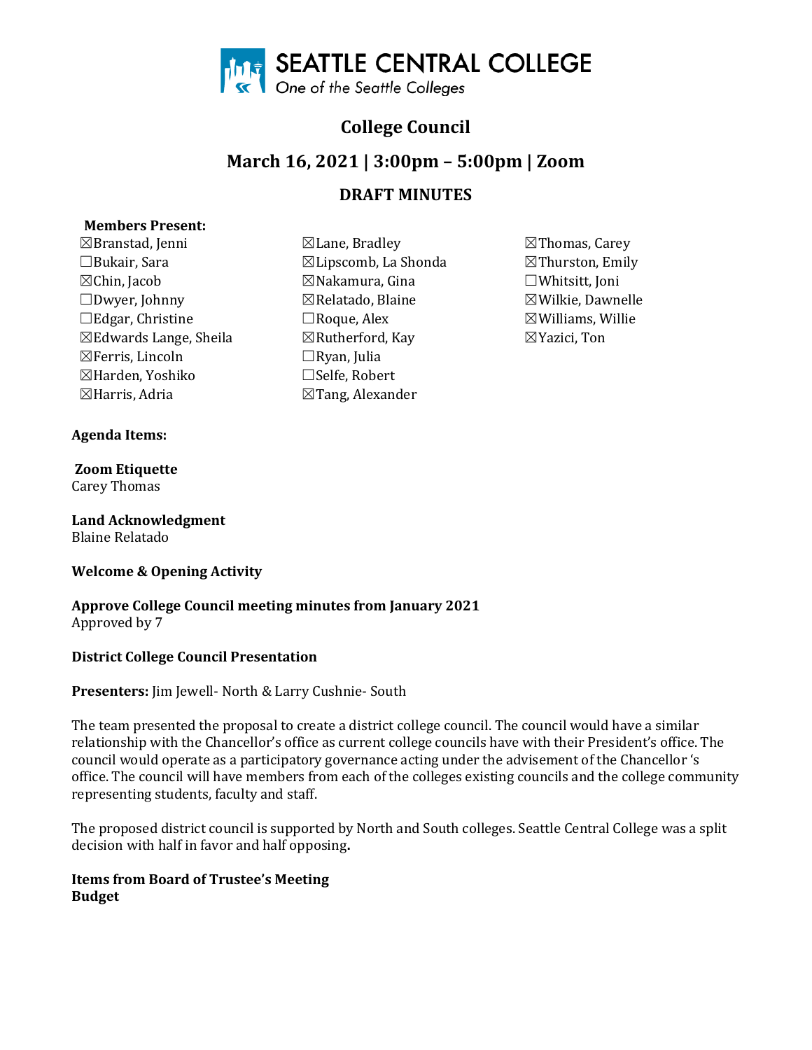SEATTLE CENTRAL COLLEGE
One of the Seattle Colleges

# College Council

## March 16, 2021 | 3:00pm – 5:00pm | Zoom

## DRAFT MINUTES

**Members Present:**

- ☒Branstad, Jenni
- ☐Bukair, Sara
- ☒Chin, Jacob
- ☐Dwyer, Johnny
- ☐Edgar, Christine
- ☒Edwards Lange, Sheila
- ☒Ferris, Lincoln
- ☒Harden, Yoshiko
- ☒Harris, Adria
- ☒Lane, Bradley
- ☒Lipscomb, La Shonda
- ☒Nakamura, Gina
- ☒Relatado, Blaine
- ☐Roque, Alex
- ☒Rutherford, Kay
- ☐Ryan, Julia
- ☐Selfe, Robert
- ☒Tang, Alexander
- ☒Thomas, Carey
- ☒Thurston, Emily
- ☐Whitsitt, Joni
- ☒Wilkie, Dawnelle
- ☒Williams, Willie
- ☒Yazici, Ton

**Agenda Items:**

**Zoom Etiquette**
Carey Thomas

**Land Acknowledgment**
Blaine Relatado

**Welcome & Opening Activity**

**Approve College Council meeting minutes from January 2021**
Approved by 7

**District College Council Presentation**

**Presenters:** Jim Jewell- North & Larry Cushnie- South

The team presented the proposal to create a district college council. The council would have a similar relationship with the Chancellor's office as current college councils have with their President's office. The council would operate as a participatory governance acting under the advisement of the Chancellor 's office. The council will have members from each of the colleges existing councils and the college community representing students, faculty and staff.

The proposed district council is supported by North and South colleges. Seattle Central College was a split decision with half in favor and half opposing.

**Items from Board of Trustee's Meeting**
**Budget**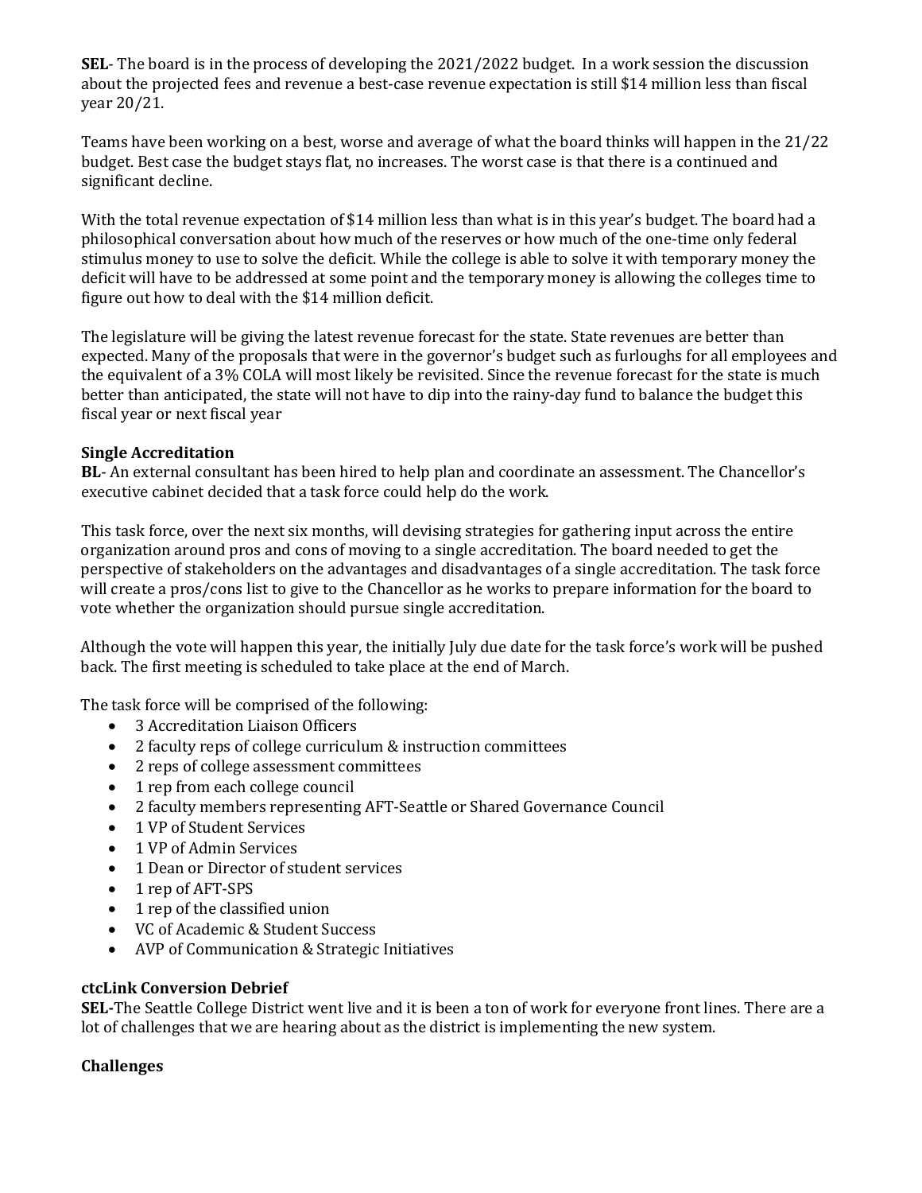**SEL**- The board is in the process of developing the 2021/2022 budget. In a work session the discussion about the projected fees and revenue a best-case revenue expectation is still $14 million less than fiscal year 20/21.

Teams have been working on a best, worse and average of what the board thinks will happen in the 21/22 budget. Best case the budget stays flat, no increases. The worst case is that there is a continued and significant decline.

With the total revenue expectation of $14 million less than what is in this year's budget. The board had a philosophical conversation about how much of the reserves or how much of the one-time only federal stimulus money to use to solve the deficit. While the college is able to solve it with temporary money the deficit will have to be addressed at some point and the temporary money is allowing the colleges time to figure out how to deal with the $14 million deficit.

The legislature will be giving the latest revenue forecast for the state. State revenues are better than expected. Many of the proposals that were in the governor's budget such as furloughs for all employees and the equivalent of a 3% COLA will most likely be revisited. Since the revenue forecast for the state is much better than anticipated, the state will not have to dip into the rainy-day fund to balance the budget this fiscal year or next fiscal year

**Single Accreditation**

**BL**- An external consultant has been hired to help plan and coordinate an assessment. The Chancellor's executive cabinet decided that a task force could help do the work.

This task force, over the next six months, will devising strategies for gathering input across the entire organization around pros and cons of moving to a single accreditation. The board needed to get the perspective of stakeholders on the advantages and disadvantages of a single accreditation. The task force will create a pros/cons list to give to the Chancellor as he works to prepare information for the board to vote whether the organization should pursue single accreditation.

Although the vote will happen this year, the initially July due date for the task force's work will be pushed back. The first meeting is scheduled to take place at the end of March.

The task force will be comprised of the following:

- 3 Accreditation Liaison Officers
- 2 faculty reps of college curriculum & instruction committees
- 2 reps of college assessment committees
- 1 rep from each college council
- 2 faculty members representing AFT-Seattle or Shared Governance Council
- 1 VP of Student Services
- 1 VP of Admin Services
- 1 Dean or Director of student services
- 1 rep of AFT-SPS
- 1 rep of the classified union
- VC of Academic & Student Success
- AVP of Communication & Strategic Initiatives

**ctcLink Conversion Debrief**

**SEL-**The Seattle College District went live and it is been a ton of work for everyone front lines. There are a lot of challenges that we are hearing about as the district is implementing the new system.

**Challenges**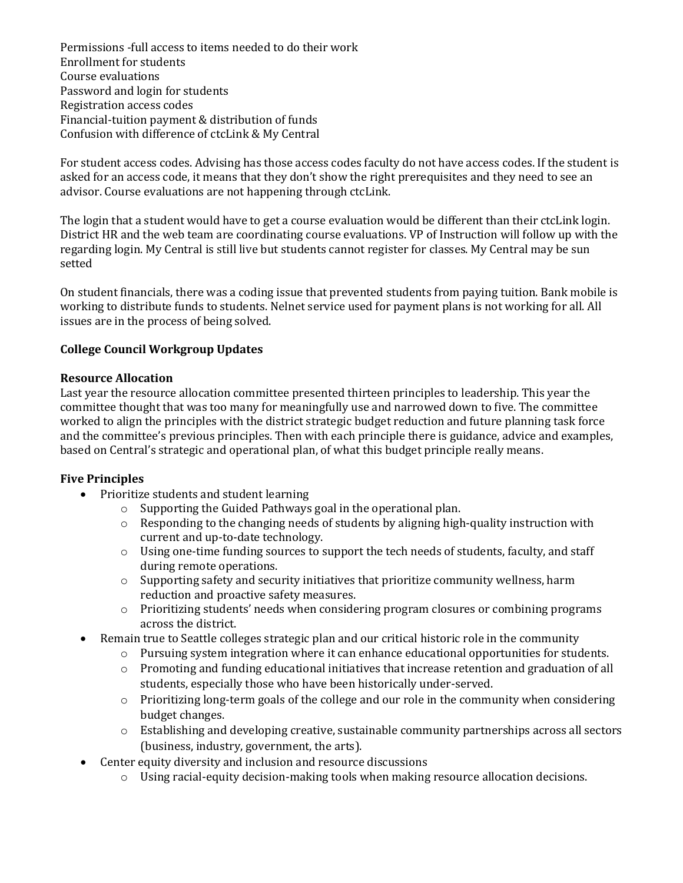Permissions -full access to items needed to do their work
Enrollment for students
Course evaluations
Password and login for students
Registration access codes
Financial-tuition payment & distribution of funds
Confusion with difference of ctcLink & My Central

For student access codes. Advising has those access codes faculty do not have access codes. If the student is asked for an access code, it means that they don't show the right prerequisites and they need to see an advisor. Course evaluations are not happening through ctcLink.

The login that a student would have to get a course evaluation would be different than their ctcLink login. District HR and the web team are coordinating course evaluations. VP of Instruction will follow up with the regarding login. My Central is still live but students cannot register for classes. My Central may be sun setted

On student financials, there was a coding issue that prevented students from paying tuition. Bank mobile is working to distribute funds to students. Nelnet service used for payment plans is not working for all. All issues are in the process of being solved.

**College Council Workgroup Updates**

**Resource Allocation**
Last year the resource allocation committee presented thirteen principles to leadership. This year the committee thought that was too many for meaningfully use and narrowed down to five. The committee worked to align the principles with the district strategic budget reduction and future planning task force and the committee's previous principles. Then with each principle there is guidance, advice and examples, based on Central's strategic and operational plan, of what this budget principle really means.

**Five Principles**

- Prioritize students and student learning
  - Supporting the Guided Pathways goal in the operational plan.
  - Responding to the changing needs of students by aligning high-quality instruction with current and up-to-date technology.
  - Using one-time funding sources to support the tech needs of students, faculty, and staff during remote operations.
  - Supporting safety and security initiatives that prioritize community wellness, harm reduction and proactive safety measures.
  - Prioritizing students' needs when considering program closures or combining programs across the district.
- Remain true to Seattle colleges strategic plan and our critical historic role in the community
  - Pursuing system integration where it can enhance educational opportunities for students.
  - Promoting and funding educational initiatives that increase retention and graduation of all students, especially those who have been historically under-served.
  - Prioritizing long-term goals of the college and our role in the community when considering budget changes.
  - Establishing and developing creative, sustainable community partnerships across all sectors (business, industry, government, the arts).
- Center equity diversity and inclusion and resource discussions
  - Using racial-equity decision-making tools when making resource allocation decisions.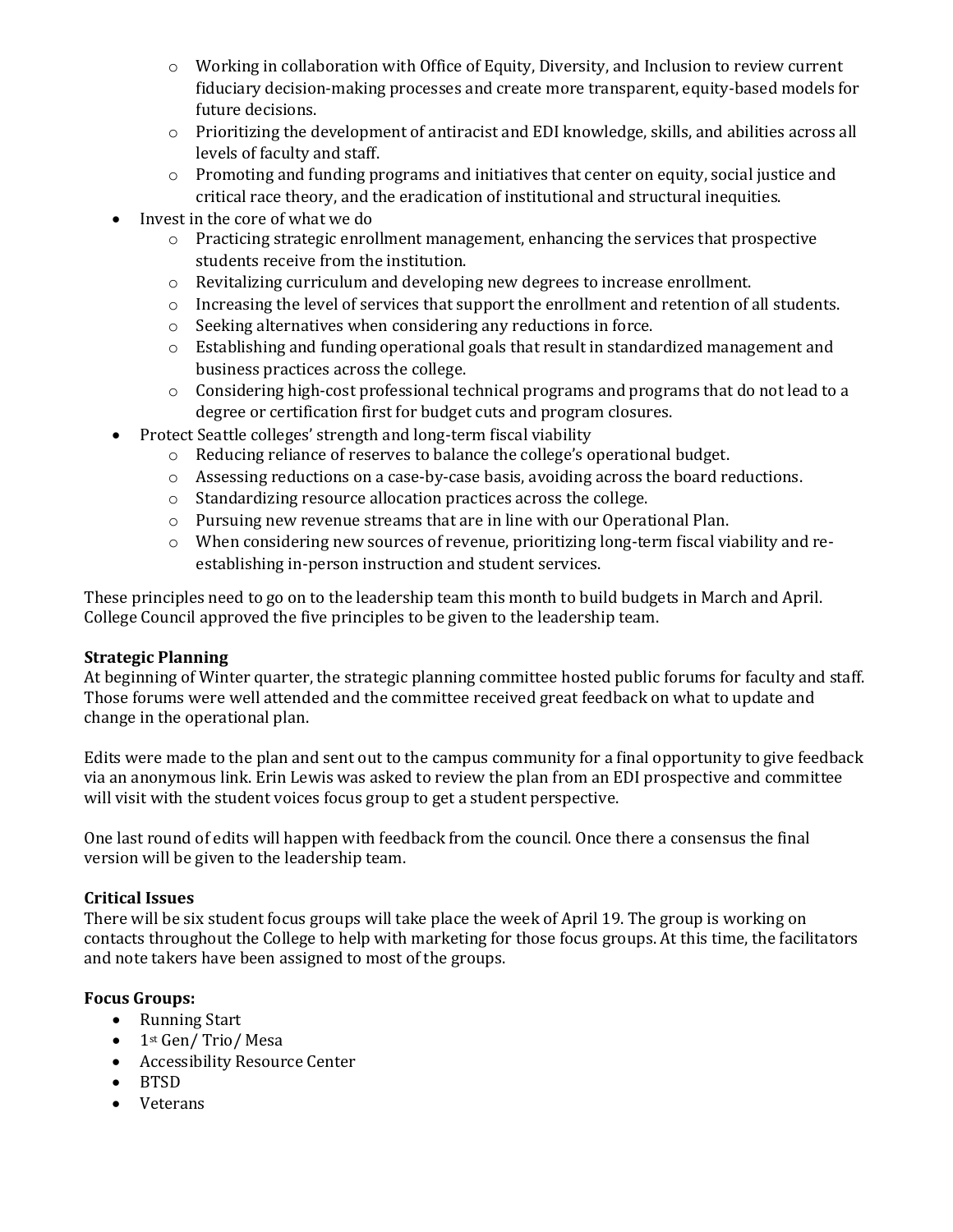- Working in collaboration with Office of Equity, Diversity, and Inclusion to review current fiduciary decision-making processes and create more transparent, equity-based models for future decisions.
    - Prioritizing the development of antiracist and EDI knowledge, skills, and abilities across all levels of faculty and staff.
    - Promoting and funding programs and initiatives that center on equity, social justice and critical race theory, and the eradication of institutional and structural inequities.
- Invest in the core of what we do
    - Practicing strategic enrollment management, enhancing the services that prospective students receive from the institution.
    - Revitalizing curriculum and developing new degrees to increase enrollment.
    - Increasing the level of services that support the enrollment and retention of all students.
    - Seeking alternatives when considering any reductions in force.
    - Establishing and funding operational goals that result in standardized management and business practices across the college.
    - Considering high-cost professional technical programs and programs that do not lead to a degree or certification first for budget cuts and program closures.
- Protect Seattle colleges' strength and long-term fiscal viability
    - Reducing reliance of reserves to balance the college's operational budget.
    - Assessing reductions on a case-by-case basis, avoiding across the board reductions.
    - Standardizing resource allocation practices across the college.
    - Pursuing new revenue streams that are in line with our Operational Plan.
    - When considering new sources of revenue, prioritizing long-term fiscal viability and re-establishing in-person instruction and student services.

These principles need to go on to the leadership team this month to build budgets in March and April. College Council approved the five principles to be given to the leadership team.

**Strategic Planning**
At beginning of Winter quarter, the strategic planning committee hosted public forums for faculty and staff. Those forums were well attended and the committee received great feedback on what to update and change in the operational plan.

Edits were made to the plan and sent out to the campus community for a final opportunity to give feedback via an anonymous link. Erin Lewis was asked to review the plan from an EDI prospective and committee will visit with the student voices focus group to get a student perspective.

One last round of edits will happen with feedback from the council. Once there a consensus the final version will be given to the leadership team.

**Critical Issues**
There will be six student focus groups will take place the week of April 19. The group is working on contacts throughout the College to help with marketing for those focus groups. At this time, the facilitators and note takers have been assigned to most of the groups.

**Focus Groups:**
- Running Start
- 1st Gen/ Trio/ Mesa
- Accessibility Resource Center
- BTSD
- Veterans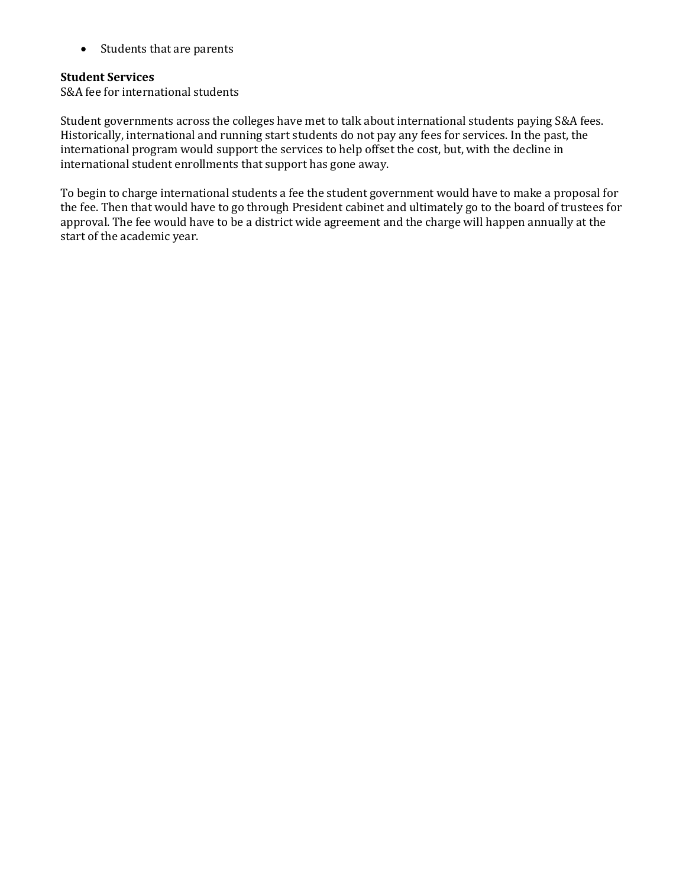- Students that are parents

**Student Services**
S&A fee for international students

Student governments across the colleges have met to talk about international students paying S&A fees. Historically, international and running start students do not pay any fees for services. In the past, the international program would support the services to help offset the cost, but, with the decline in international student enrollments that support has gone away.

To begin to charge international students a fee the student government would have to make a proposal for the fee. Then that would have to go through President cabinet and ultimately go to the board of trustees for approval. The fee would have to be a district wide agreement and the charge will happen annually at the start of the academic year.